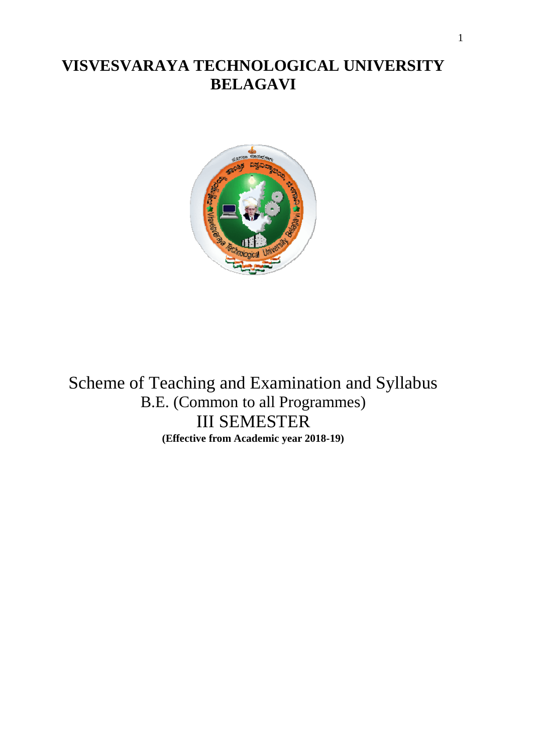# VISVESVARAYA TECHNOLOGICAL UNIVERSITY
# BELAGAVI

Scheme of Teaching and Examination and Syllabus

B.E. (Common to all Programmes)

III SEMESTER

**(Effective from Academic year 2018-19)**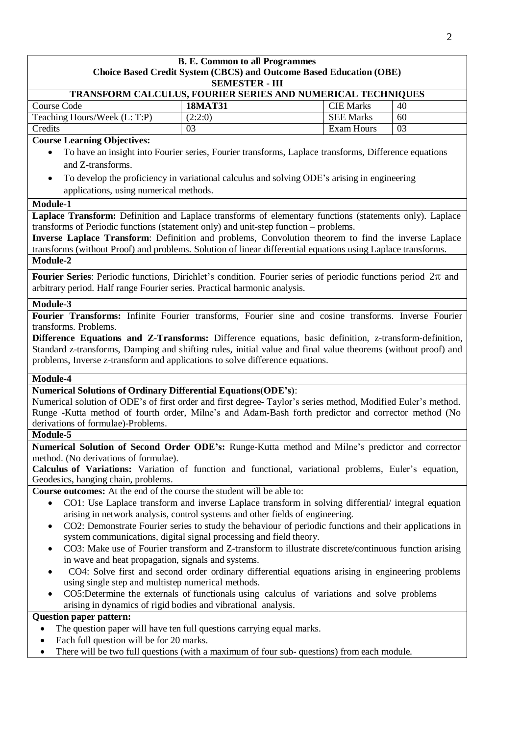**B. E. Common to all Programmes**
**Choice Based Credit System (CBCS) and Outcome Based Education (OBE)**
**SEMESTER - III**

**TRANSFORM CALCULUS, FOURIER SERIES AND NUMERICAL TECHNIQUES**

| Course Code | **18MAT31** | CIE Marks | 40 |
|---|---|---|---|
| Teaching Hours/Week (L: T:P) | (2:2:0) | SEE Marks | 60 |
| Credits | 03 | Exam Hours | 03 |

**Course Learning Objectives:**

- To have an insight into Fourier series, Fourier transforms, Laplace transforms, Difference equations and Z-transforms.
- To develop the proficiency in variational calculus and solving ODE's arising in engineering applications, using numerical methods.

**Module-1**

**Laplace Transform:** Definition and Laplace transforms of elementary functions (statements only). Laplace transforms of Periodic functions (statement only) and unit-step function – problems.

**Inverse Laplace Transform**: Definition and problems, Convolution theorem to find the inverse Laplace transforms (without Proof) and problems. Solution of linear differential equations using Laplace transforms.

**Module-2**

**Fourier Series**: Periodic functions, Dirichlet's condition. Fourier series of periodic functions period $2\pi$ and arbitrary period. Half range Fourier series. Practical harmonic analysis.

**Module-3**

**Fourier Transforms:** Infinite Fourier transforms, Fourier sine and cosine transforms. Inverse Fourier transforms. Problems.

**Difference Equations and Z-Transforms:** Difference equations, basic definition, z-transform-definition, Standard z-transforms, Damping and shifting rules, initial value and final value theorems (without proof) and problems, Inverse z-transform and applications to solve difference equations.

**Module-4**

**Numerical Solutions of Ordinary Differential Equations(ODE's)**:

Numerical solution of ODE's of first order and first degree- Taylor's series method, Modified Euler's method. Runge -Kutta method of fourth order, Milne's and Adam-Bash forth predictor and corrector method (No derivations of formulae)-Problems.

**Module-5**

**Numerical Solution of Second Order ODE's:** Runge-Kutta method and Milne's predictor and corrector method. (No derivations of formulae).

**Calculus of Variations:** Variation of function and functional, variational problems, Euler's equation, Geodesics, hanging chain, problems.

**Course outcomes:** At the end of the course the student will be able to:

- CO1: Use Laplace transform and inverse Laplace transform in solving differential/ integral equation arising in network analysis, control systems and other fields of engineering.
- CO2: Demonstrate Fourier series to study the behaviour of periodic functions and their applications in system communications, digital signal processing and field theory.
- CO3: Make use of Fourier transform and Z-transform to illustrate discrete/continuous function arising in wave and heat propagation, signals and systems.
- CO4: Solve first and second order ordinary differential equations arising in engineering problems using single step and multistep numerical methods.
- CO5:Determine the externals of functionals using calculus of variations and solve problems arising in dynamics of rigid bodies and vibrational analysis.

**Question paper pattern:**

- The question paper will have ten full questions carrying equal marks.
- Each full question will be for 20 marks.
- There will be two full questions (with a maximum of four sub- questions) from each module.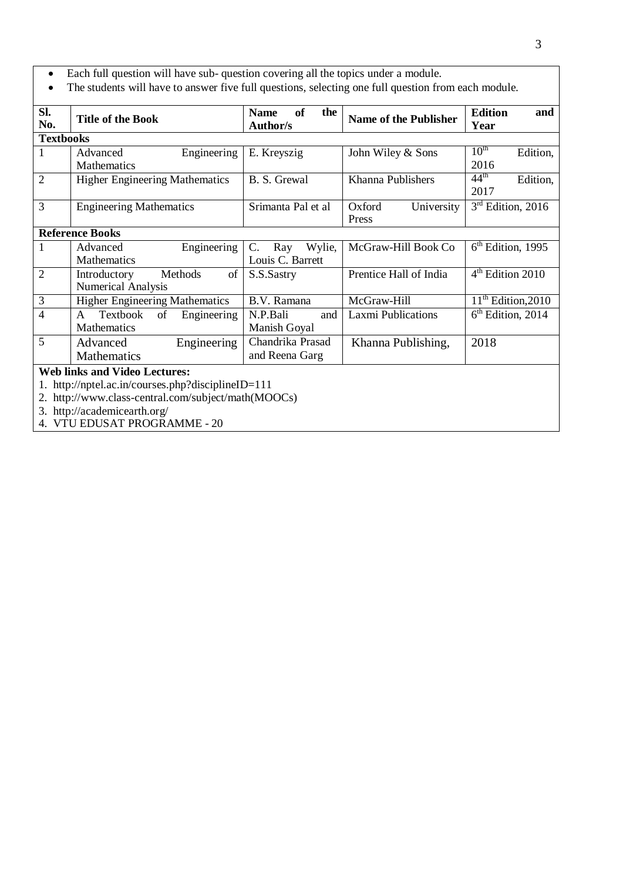- Each full question will have sub- question covering all the topics under a module.
- The students will have to answer five full questions, selecting one full question from each module.

| Sl. No. | Title of the Book | Name of the Author/s | Name of the Publisher | Edition and Year |
|---|---|---|---|---|
| **Textbooks** | | | | |
| 1 | Advanced Engineering Mathematics | E. Kreyszig | John Wiley & Sons | 10th Edition, 2016 |
| 2 | Higher Engineering Mathematics | B. S. Grewal | Khanna Publishers | 44th Edition, 2017 |
| 3 | Engineering Mathematics | Srimanta Pal et al | Oxford University Press | 3rd Edition, 2016 |
| **Reference Books** | | | | |
| 1 | Advanced Engineering Mathematics | C. Ray Wylie, Louis C. Barrett | McGraw-Hill Book Co | 6th Edition, 1995 |
| 2 | Introductory Methods of Numerical Analysis | S.S.Sastry | Prentice Hall of India | 4th Edition 2010 |
| 3 | Higher Engineering Mathematics | B.V. Ramana | McGraw-Hill | 11th Edition,2010 |
| 4 | A Textbook of Engineering Mathematics | N.P.Bali and Manish Goyal | Laxmi Publications | 6th Edition, 2014 |
| 5 | Advanced Engineering Mathematics | Chandrika Prasad and Reena Garg | Khanna Publishing, | 2018 |

**Web links and Video Lectures:**

1. http://nptel.ac.in/courses.php?disciplineID=111
2. http://www.class-central.com/subject/math(MOOCs)
3. http://academicearth.org/
4. VTU EDUSAT PROGRAMME - 20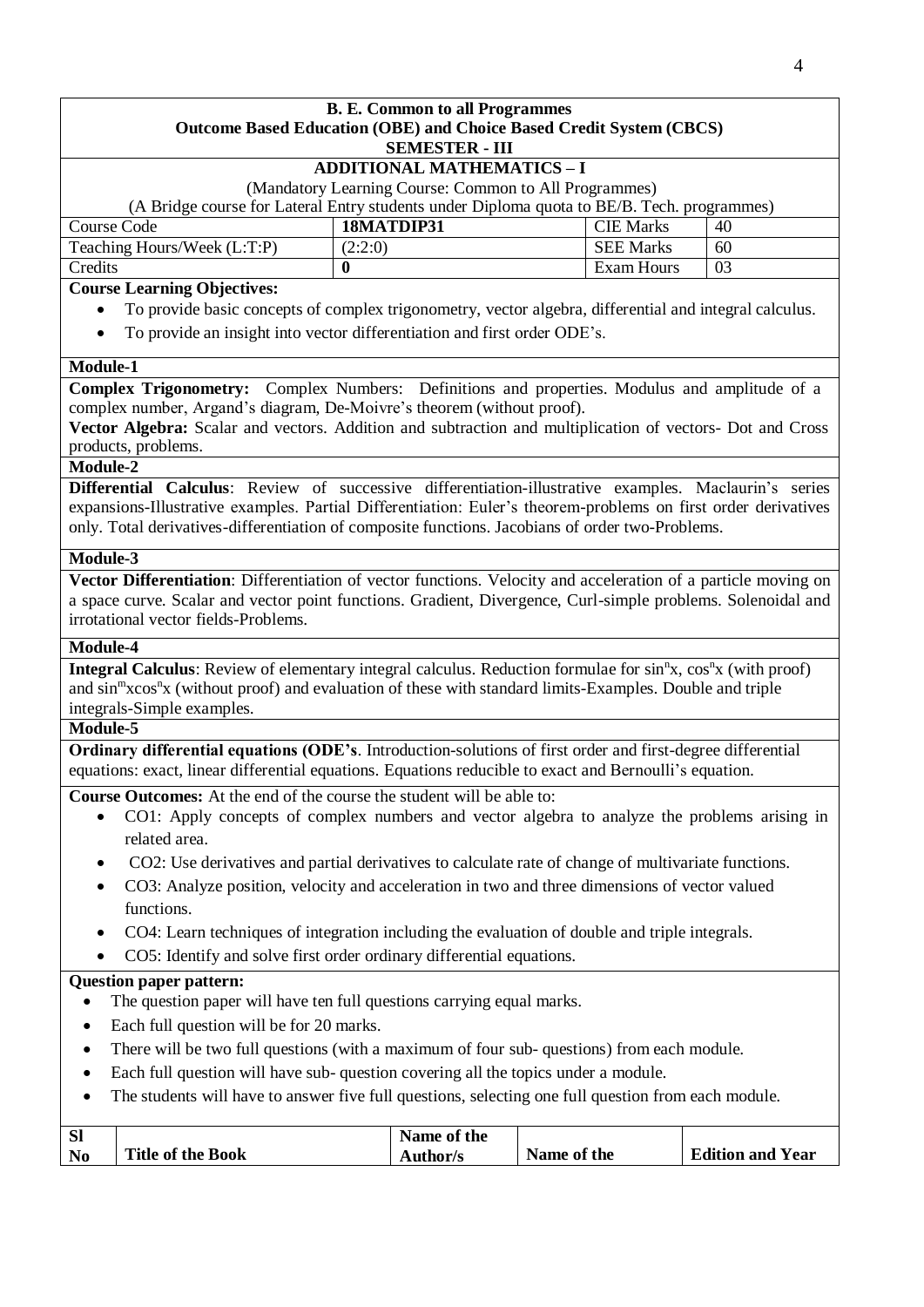**B. E. Common to all Programmes**
**Outcome Based Education (OBE) and Choice Based Credit System (CBCS)**
**SEMESTER - III**

## ADDITIONAL MATHEMATICS – I

(Mandatory Learning Course: Common to All Programmes)
(A Bridge course for Lateral Entry students under Diploma quota to BE/B. Tech. programmes)

| Course Code | **18MATDIP31** | CIE Marks | 40 |
|---|---|---|---|
| Teaching Hours/Week (L:T:P) | (2:2:0) | SEE Marks | 60 |
| Credits | **0** | Exam Hours | 03 |

**Course Learning Objectives:**

- To provide basic concepts of complex trigonometry, vector algebra, differential and integral calculus.
- To provide an insight into vector differentiation and first order ODE's.

**Module-1**

**Complex Trigonometry:** Complex Numbers: Definitions and properties. Modulus and amplitude of a complex number, Argand's diagram, De-Moivre's theorem (without proof).
**Vector Algebra:** Scalar and vectors. Addition and subtraction and multiplication of vectors- Dot and Cross products, problems.

**Module-2**

**Differential Calculus**: Review of successive differentiation-illustrative examples. Maclaurin's series expansions-Illustrative examples. Partial Differentiation: Euler's theorem-problems on first order derivatives only. Total derivatives-differentiation of composite functions. Jacobians of order two-Problems.

**Module-3**

**Vector Differentiation**: Differentiation of vector functions. Velocity and acceleration of a particle moving on a space curve. Scalar and vector point functions. Gradient, Divergence, Curl-simple problems. Solenoidal and irrotational vector fields-Problems.

**Module-4**

**Integral Calculus**: Review of elementary integral calculus. Reduction formulae for $\sin^n x$, $\cos^n x$ (with proof) and $\sin^m x\cos^n x$ (without proof) and evaluation of these with standard limits-Examples. Double and triple integrals-Simple examples.

**Module-5**

**Ordinary differential equations (ODE's**. Introduction-solutions of first order and first-degree differential equations: exact, linear differential equations. Equations reducible to exact and Bernoulli's equation.

**Course Outcomes:** At the end of the course the student will be able to:

- CO1: Apply concepts of complex numbers and vector algebra to analyze the problems arising in related area.
- CO2: Use derivatives and partial derivatives to calculate rate of change of multivariate functions.
- CO3: Analyze position, velocity and acceleration in two and three dimensions of vector valued functions.
- CO4: Learn techniques of integration including the evaluation of double and triple integrals.
- CO5: Identify and solve first order ordinary differential equations.

**Question paper pattern:**

- The question paper will have ten full questions carrying equal marks.
- Each full question will be for 20 marks.
- There will be two full questions (with a maximum of four sub- questions) from each module.
- Each full question will have sub- question covering all the topics under a module.
- The students will have to answer five full questions, selecting one full question from each module.

| Sl No | Title of the Book | Name of the Author/s | Name of the | Edition and Year |
|---|---|---|---|---|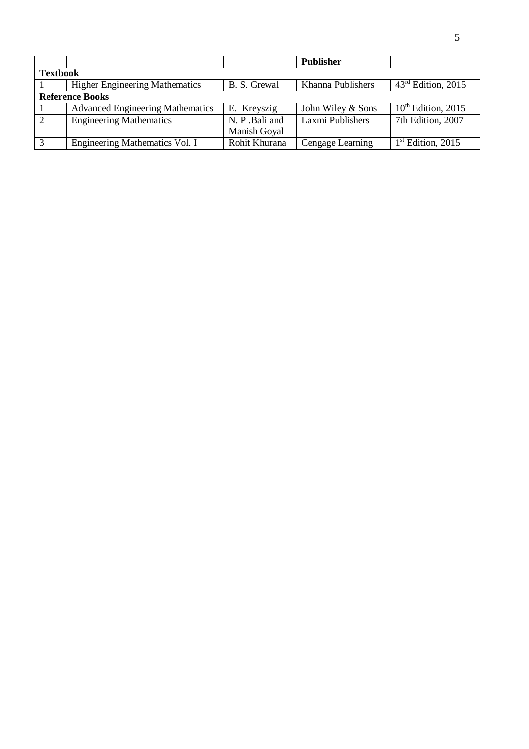| | | | Publisher | |
|---|---|---|---|---|
| **Textbook** | | | | |
| 1 | Higher Engineering Mathematics | B. S. Grewal | Khanna Publishers | 43rd Edition, 2015 |
| **Reference Books** | | | | |
| 1 | Advanced Engineering Mathematics | E. Kreyszig | John Wiley & Sons | 10th Edition, 2015 |
| 2 | Engineering Mathematics | N. P .Bali and Manish Goyal | Laxmi Publishers | 7th Edition, 2007 |
| 3 | Engineering Mathematics Vol. I | Rohit Khurana | Cengage Learning | 1st Edition, 2015 |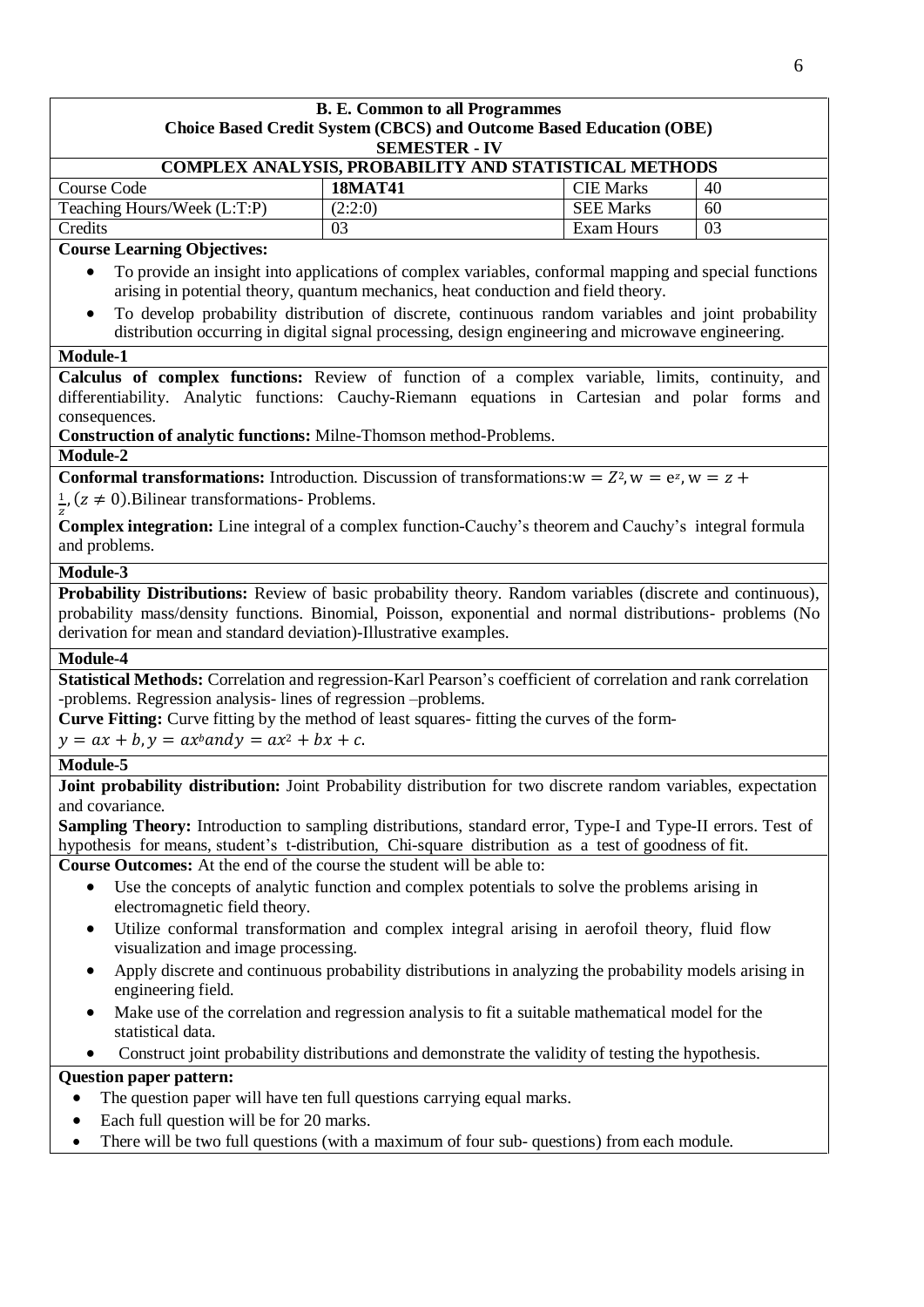**B. E. Common to all Programmes**
**Choice Based Credit System (CBCS) and Outcome Based Education (OBE)**
**SEMESTER - IV**

**COMPLEX ANALYSIS, PROBABILITY AND STATISTICAL METHODS**

| Course Code | **18MAT41** | CIE Marks | 40 |
|---|---|---|---|
| Teaching Hours/Week (L:T:P) | (2:2:0) | SEE Marks | 60 |
| Credits | 03 | Exam Hours | 03 |

**Course Learning Objectives:**

- To provide an insight into applications of complex variables, conformal mapping and special functions arising in potential theory, quantum mechanics, heat conduction and field theory.
- To develop probability distribution of discrete, continuous random variables and joint probability distribution occurring in digital signal processing, design engineering and microwave engineering.

**Module-1**

**Calculus of complex functions:** Review of function of a complex variable, limits, continuity, and differentiability. Analytic functions: Cauchy-Riemann equations in Cartesian and polar forms and consequences.

**Construction of analytic functions:** Milne-Thomson method-Problems.

**Module-2**

**Conformal transformations:** Introduction. Discussion of transformations: $w = Z^2, w = e^z, w = z + \frac{1}{z}, (z \neq 0)$. Bilinear transformations- Problems.

**Complex integration:** Line integral of a complex function-Cauchy's theorem and Cauchy's integral formula and problems.

**Module-3**

**Probability Distributions:** Review of basic probability theory. Random variables (discrete and continuous), probability mass/density functions. Binomial, Poisson, exponential and normal distributions- problems (No derivation for mean and standard deviation)-Illustrative examples.

**Module-4**

**Statistical Methods:** Correlation and regression-Karl Pearson's coefficient of correlation and rank correlation -problems. Regression analysis- lines of regression –problems.

**Curve Fitting:** Curve fitting by the method of least squares- fitting the curves of the form- $y = ax + b, y = ax^b$ and $y = ax^2 + bx + c$.

**Module-5**

**Joint probability distribution:** Joint Probability distribution for two discrete random variables, expectation and covariance.

**Sampling Theory:** Introduction to sampling distributions, standard error, Type-I and Type-II errors. Test of hypothesis for means, student's t-distribution, Chi-square distribution as a test of goodness of fit.

**Course Outcomes:** At the end of the course the student will be able to:

- Use the concepts of analytic function and complex potentials to solve the problems arising in electromagnetic field theory.
- Utilize conformal transformation and complex integral arising in aerofoil theory, fluid flow visualization and image processing.
- Apply discrete and continuous probability distributions in analyzing the probability models arising in engineering field.
- Make use of the correlation and regression analysis to fit a suitable mathematical model for the statistical data.
- Construct joint probability distributions and demonstrate the validity of testing the hypothesis.

**Question paper pattern:**

- The question paper will have ten full questions carrying equal marks.
- Each full question will be for 20 marks.
- There will be two full questions (with a maximum of four sub- questions) from each module.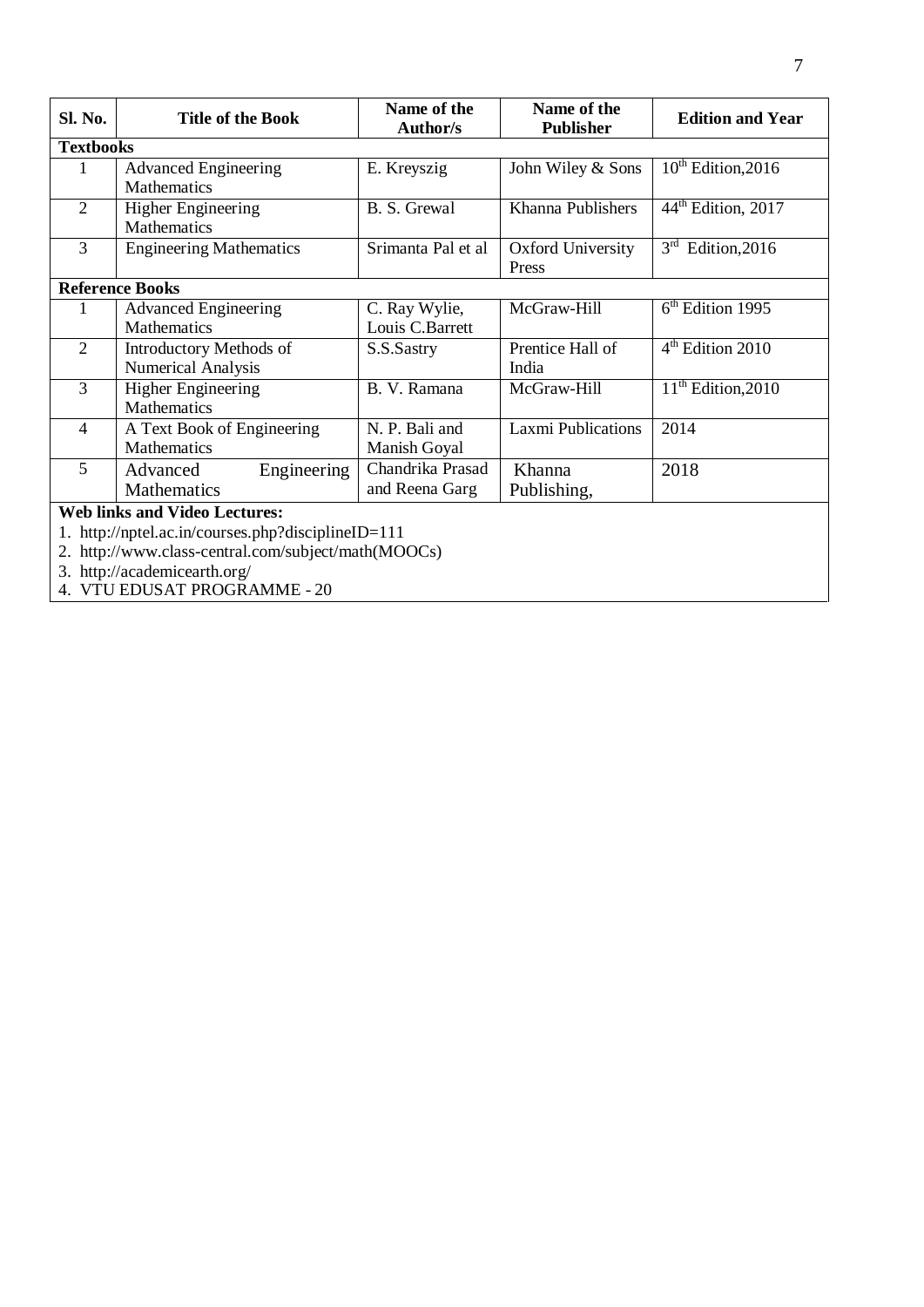| Sl. No. | Title of the Book | Name of the Author/s | Name of the Publisher | Edition and Year |
|---|---|---|---|---|
| **Textbooks** | | | | |
| 1 | Advanced Engineering Mathematics | E. Kreyszig | John Wiley & Sons | 10th Edition,2016 |
| 2 | Higher Engineering Mathematics | B. S. Grewal | Khanna Publishers | 44th Edition, 2017 |
| 3 | Engineering Mathematics | Srimanta Pal et al | Oxford University Press | 3rd Edition,2016 |
| **Reference Books** | | | | |
| 1 | Advanced Engineering Mathematics | C. Ray Wylie, Louis C.Barrett | McGraw-Hill | 6th Edition 1995 |
| 2 | Introductory Methods of Numerical Analysis | S.S.Sastry | Prentice Hall of India | 4th Edition 2010 |
| 3 | Higher Engineering Mathematics | B. V. Ramana | McGraw-Hill | 11th Edition,2010 |
| 4 | A Text Book of Engineering Mathematics | N. P. Bali and Manish Goyal | Laxmi Publications | 2014 |
| 5 | Advanced Engineering Mathematics | Chandrika Prasad and Reena Garg | Khanna Publishing, | 2018 |

**Web links and Video Lectures:**

1. http://nptel.ac.in/courses.php?disciplineID=111
2. http://www.class-central.com/subject/math(MOOCs)
3. http://academicearth.org/
4. VTU EDUSAT PROGRAMME - 20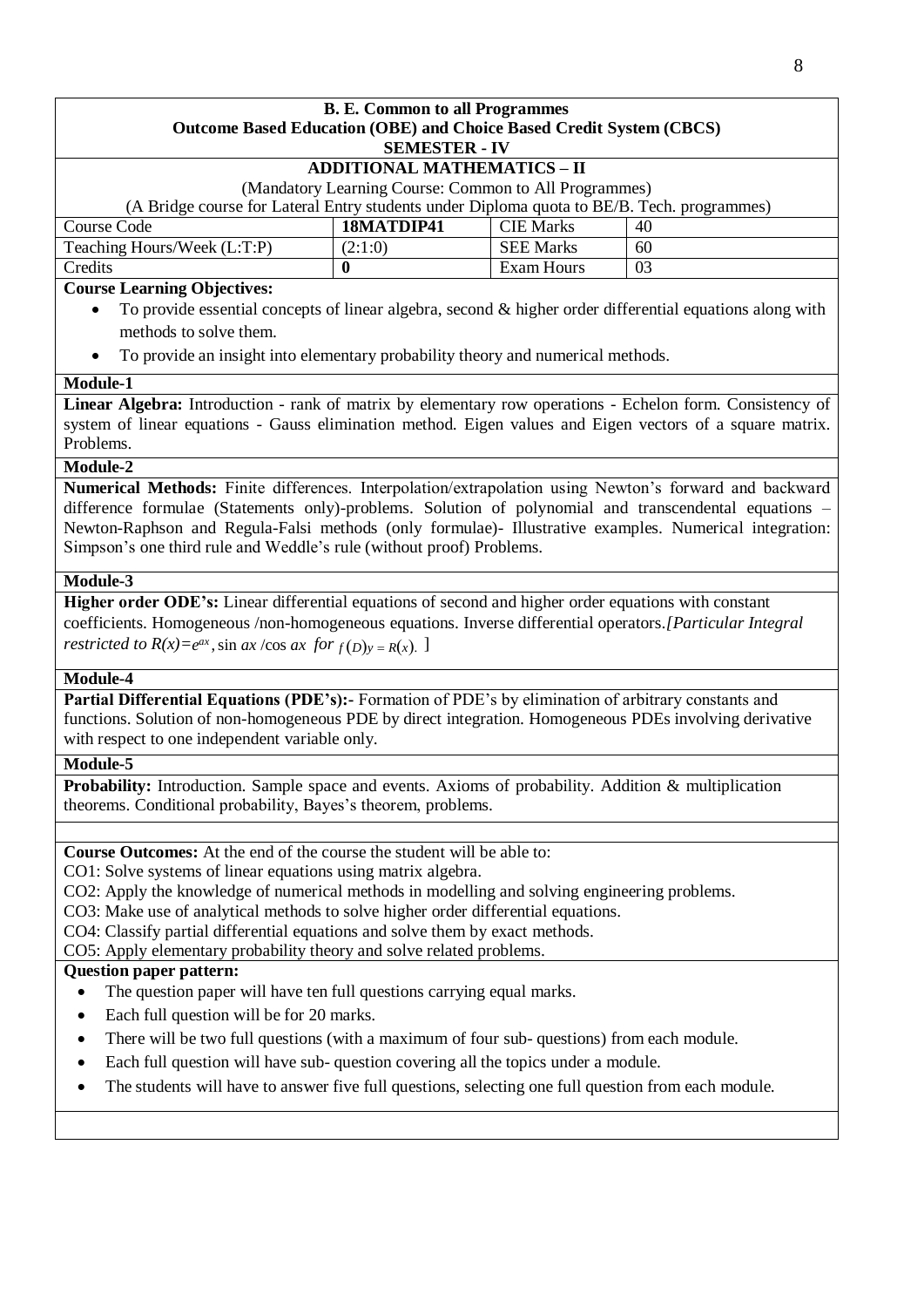**B. E. Common to all Programmes**
**Outcome Based Education (OBE) and Choice Based Credit System (CBCS)**
**SEMESTER - IV**

## ADDITIONAL MATHEMATICS – II

(Mandatory Learning Course: Common to All Programmes)

(A Bridge course for Lateral Entry students under Diploma quota to BE/B. Tech. programmes)

| Course Code | **18MATDIP41** | CIE Marks | 40 |
|---|---|---|---|
| Teaching Hours/Week (L:T:P) | (2:1:0) | SEE Marks | 60 |
| Credits | **0** | Exam Hours | 03 |

**Course Learning Objectives:**

- To provide essential concepts of linear algebra, second & higher order differential equations along with methods to solve them.
- To provide an insight into elementary probability theory and numerical methods.

**Module-1**

**Linear Algebra:** Introduction - rank of matrix by elementary row operations - Echelon form. Consistency of system of linear equations - Gauss elimination method. Eigen values and Eigen vectors of a square matrix. Problems.

**Module-2**

**Numerical Methods:** Finite differences. Interpolation/extrapolation using Newton's forward and backward difference formulae (Statements only)-problems. Solution of polynomial and transcendental equations – Newton-Raphson and Regula-Falsi methods (only formulae)- Illustrative examples. Numerical integration: Simpson's one third rule and Weddle's rule (without proof) Problems.

**Module-3**

**Higher order ODE's:** Linear differential equations of second and higher order equations with constant coefficients. Homogeneous /non-homogeneous equations. Inverse differential operators.*[Particular Integral restricted to $R(x)=e^{ax}$, $\sin ax$ /$\cos ax$ for $f(D)y = R(x)$.* ]

**Module-4**

**Partial Differential Equations (PDE's):-** Formation of PDE's by elimination of arbitrary constants and functions. Solution of non-homogeneous PDE by direct integration. Homogeneous PDEs involving derivative with respect to one independent variable only.

**Module-5**

**Probability:** Introduction. Sample space and events. Axioms of probability. Addition & multiplication theorems. Conditional probability, Bayes's theorem, problems.

**Course Outcomes:** At the end of the course the student will be able to:

CO1: Solve systems of linear equations using matrix algebra.

CO2: Apply the knowledge of numerical methods in modelling and solving engineering problems.

CO3: Make use of analytical methods to solve higher order differential equations.

CO4: Classify partial differential equations and solve them by exact methods.

CO5: Apply elementary probability theory and solve related problems.

**Question paper pattern:**

- The question paper will have ten full questions carrying equal marks.
- Each full question will be for 20 marks.
- There will be two full questions (with a maximum of four sub- questions) from each module.
- Each full question will have sub- question covering all the topics under a module.
- The students will have to answer five full questions, selecting one full question from each module.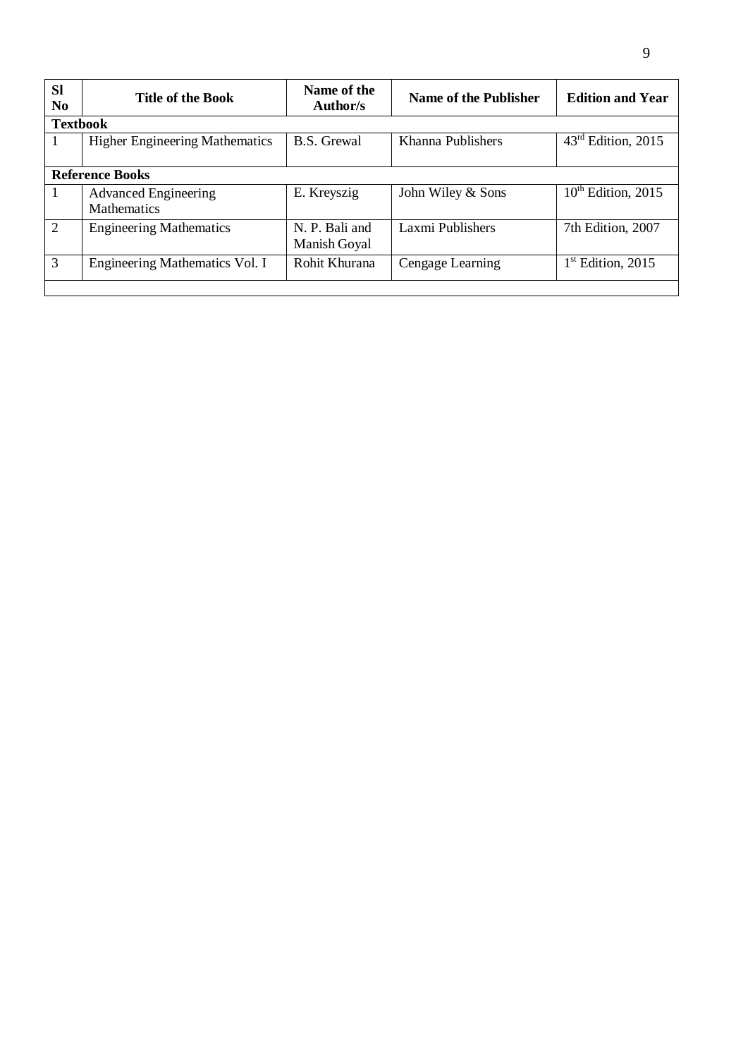| Sl No | Title of the Book | Name of the Author/s | Name of the Publisher | Edition and Year |
|---|---|---|---|---|
| **Textbook** | | | | |
| 1 | Higher Engineering Mathematics | B.S. Grewal | Khanna Publishers | 43rd Edition, 2015 |
| **Reference Books** | | | | |
| 1 | Advanced Engineering Mathematics | E. Kreyszig | John Wiley & Sons | 10th Edition, 2015 |
| 2 | Engineering Mathematics | N. P. Bali and Manish Goyal | Laxmi Publishers | 7th Edition, 2007 |
| 3 | Engineering Mathematics Vol. I | Rohit Khurana | Cengage Learning | 1st Edition, 2015 |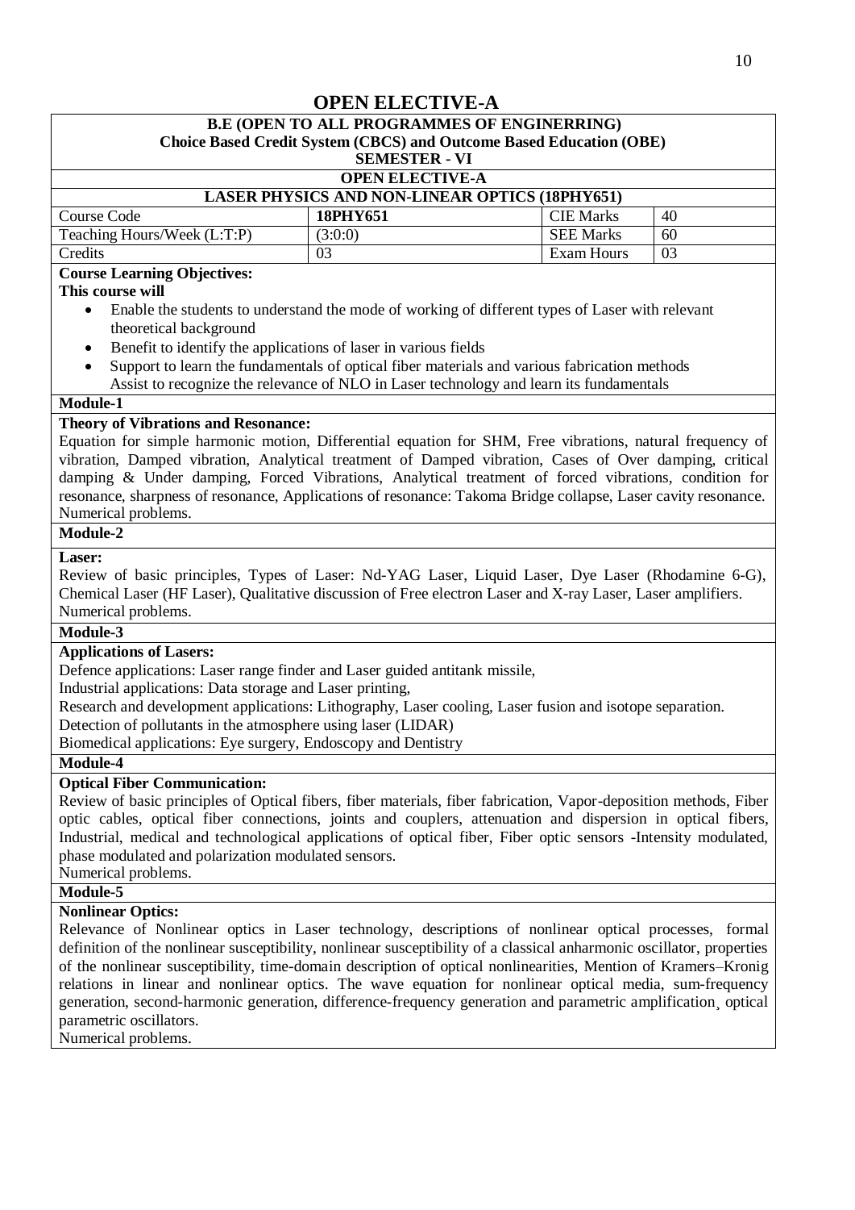# OPEN ELECTIVE-A

**B.E (OPEN TO ALL PROGRAMMES OF ENGINERRING)**
**Choice Based Credit System (CBCS) and Outcome Based Education (OBE)**
**SEMESTER - VI**

**OPEN ELECTIVE-A**

**LASER PHYSICS AND NON-LINEAR OPTICS (18PHY651)**

| Course Code | **18PHY651** | CIE Marks | 40 |
|---|---|---|---|
| Teaching Hours/Week (L:T:P) | (3:0:0) | SEE Marks | 60 |
| Credits | 03 | Exam Hours | 03 |

**Course Learning Objectives:**

**This course will**

- Enable the students to understand the mode of working of different types of Laser with relevant theoretical background
- Benefit to identify the applications of laser in various fields
- Support to learn the fundamentals of optical fiber materials and various fabrication methods
  Assist to recognize the relevance of NLO in Laser technology and learn its fundamentals

**Module-1**

**Theory of Vibrations and Resonance:**

Equation for simple harmonic motion, Differential equation for SHM, Free vibrations, natural frequency of vibration, Damped vibration, Analytical treatment of Damped vibration, Cases of Over damping, critical damping & Under damping, Forced Vibrations, Analytical treatment of forced vibrations, condition for resonance, sharpness of resonance, Applications of resonance: Takoma Bridge collapse, Laser cavity resonance. Numerical problems.

**Module-2**

**Laser:**

Review of basic principles, Types of Laser: Nd-YAG Laser, Liquid Laser, Dye Laser (Rhodamine 6-G), Chemical Laser (HF Laser), Qualitative discussion of Free electron Laser and X-ray Laser, Laser amplifiers. Numerical problems.

**Module-3**

**Applications of Lasers:**

Defence applications: Laser range finder and Laser guided antitank missile,
Industrial applications: Data storage and Laser printing,
Research and development applications: Lithography, Laser cooling, Laser fusion and isotope separation.
Detection of pollutants in the atmosphere using laser (LIDAR)
Biomedical applications: Eye surgery, Endoscopy and Dentistry

**Module-4**

**Optical Fiber Communication:**

Review of basic principles of Optical fibers, fiber materials, fiber fabrication, Vapor-deposition methods, Fiber optic cables, optical fiber connections, joints and couplers, attenuation and dispersion in optical fibers, Industrial, medical and technological applications of optical fiber, Fiber optic sensors -Intensity modulated, phase modulated and polarization modulated sensors.
Numerical problems.

**Module-5**

**Nonlinear Optics:**

Relevance of Nonlinear optics in Laser technology, descriptions of nonlinear optical processes, formal definition of the nonlinear susceptibility, nonlinear susceptibility of a classical anharmonic oscillator, properties of the nonlinear susceptibility, time-domain description of optical nonlinearities, Mention of Kramers–Kronig relations in linear and nonlinear optics. The wave equation for nonlinear optical media, sum-frequency generation, second-harmonic generation, difference-frequency generation and parametric amplification¸ optical parametric oscillators.
Numerical problems.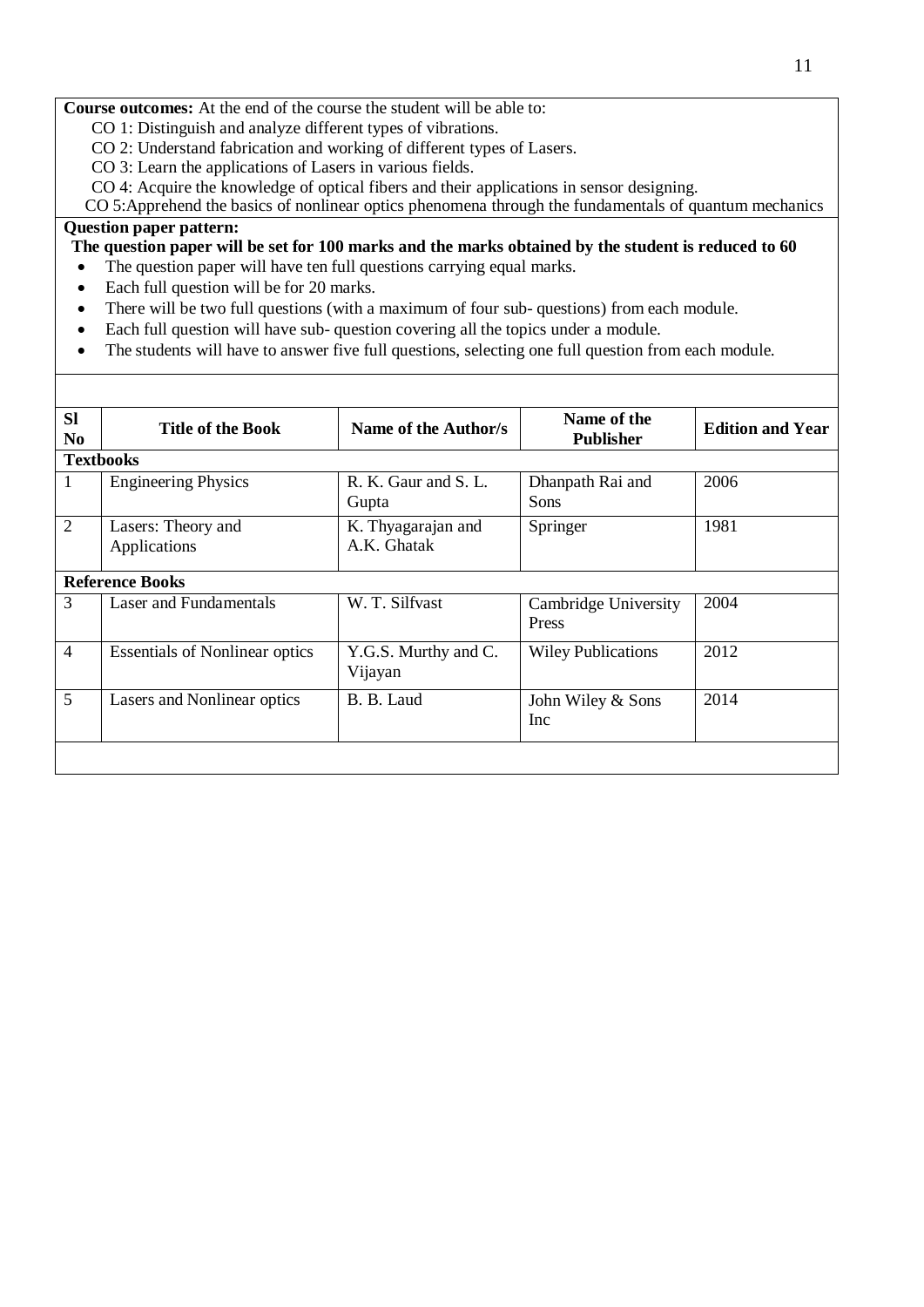**Course outcomes:** At the end of the course the student will be able to:

CO 1: Distinguish and analyze different types of vibrations.

CO 2: Understand fabrication and working of different types of Lasers.

CO 3: Learn the applications of Lasers in various fields.

CO 4: Acquire the knowledge of optical fibers and their applications in sensor designing.

CO 5:Apprehend the basics of nonlinear optics phenomena through the fundamentals of quantum mechanics

**Question paper pattern:**

**The question paper will be set for 100 marks and the marks obtained by the student is reduced to 60**

- The question paper will have ten full questions carrying equal marks.
- Each full question will be for 20 marks.
- There will be two full questions (with a maximum of four sub- questions) from each module.
- Each full question will have sub- question covering all the topics under a module.
- The students will have to answer five full questions, selecting one full question from each module.

| Sl No | Title of the Book | Name of the Author/s | Name of the Publisher | Edition and Year |
|---|---|---|---|---|
| **Textbooks** | | | | |
| 1 | Engineering Physics | R. K. Gaur and S. L. Gupta | Dhanpath Rai and Sons | 2006 |
| 2 | Lasers: Theory and Applications | K. Thyagarajan and A.K. Ghatak | Springer | 1981 |
| **Reference Books** | | | | |
| 3 | Laser and Fundamentals | W. T. Silfvast | Cambridge University Press | 2004 |
| 4 | Essentials of Nonlinear optics | Y.G.S. Murthy and C. Vijayan | Wiley Publications | 2012 |
| 5 | Lasers and Nonlinear optics | B. B. Laud | John Wiley & Sons Inc | 2014 |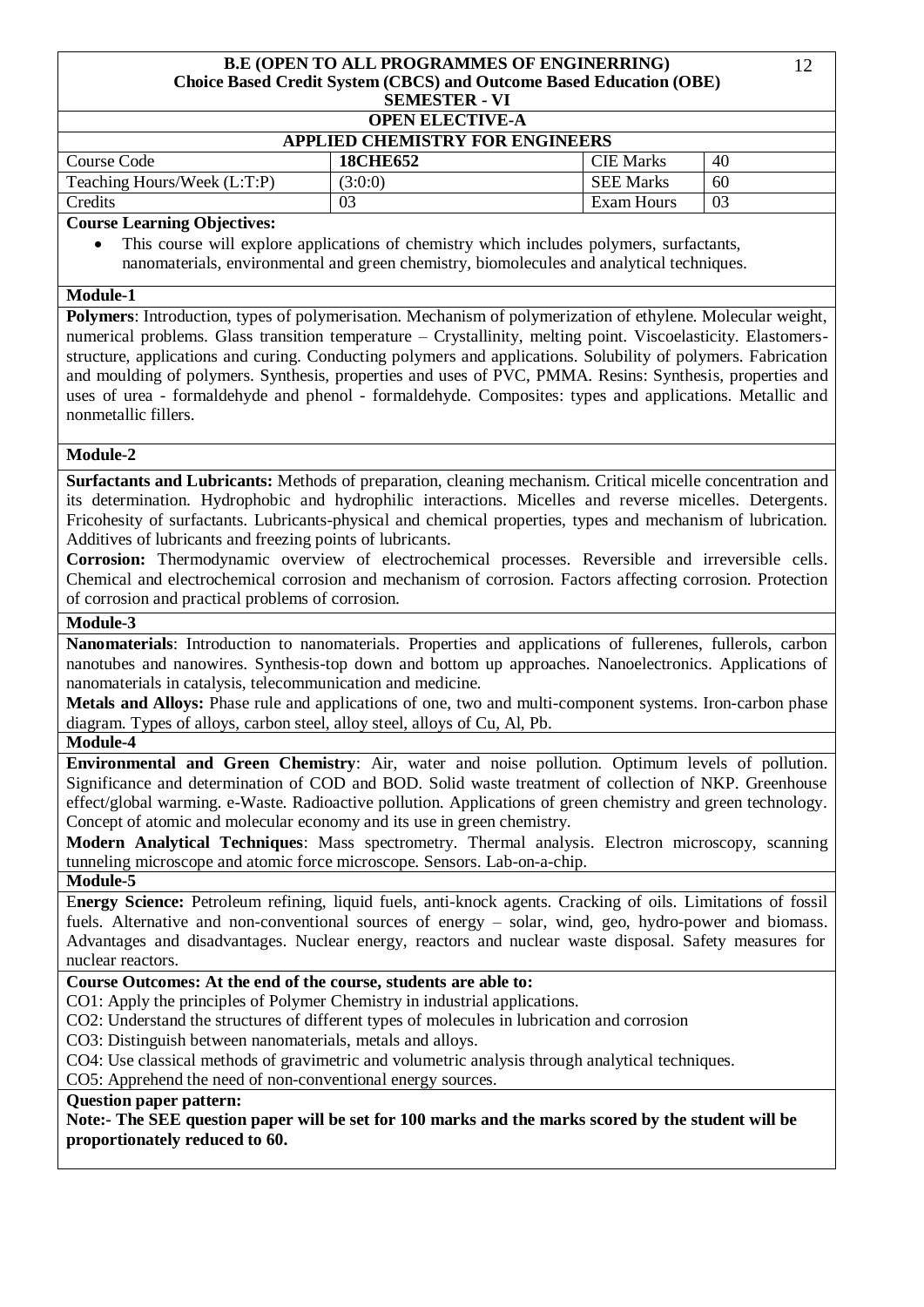**B.E (OPEN TO ALL PROGRAMMES OF ENGINERRING)**
**Choice Based Credit System (CBCS) and Outcome Based Education (OBE)**
**SEMESTER - VI**

## OPEN ELECTIVE-A

## APPLIED CHEMISTRY FOR ENGINEERS

| Course Code | **18CHE652** | CIE Marks | 40 |
|---|---|---|---|
| Teaching Hours/Week (L:T:P) | (3:0:0) | SEE Marks | 60 |
| Credits | 03 | Exam Hours | 03 |

**Course Learning Objectives:**

- This course will explore applications of chemistry which includes polymers, surfactants, nanomaterials, environmental and green chemistry, biomolecules and analytical techniques.

### Module-1

**Polymers**: Introduction, types of polymerisation. Mechanism of polymerization of ethylene. Molecular weight, numerical problems. Glass transition temperature – Crystallinity, melting point. Viscoelasticity. Elastomers-structure, applications and curing. Conducting polymers and applications. Solubility of polymers. Fabrication and moulding of polymers. Synthesis, properties and uses of PVC, PMMA. Resins: Synthesis, properties and uses of urea - formaldehyde and phenol - formaldehyde. Composites: types and applications. Metallic and nonmetallic fillers.

### Module-2

**Surfactants and Lubricants:** Methods of preparation, cleaning mechanism. Critical micelle concentration and its determination. Hydrophobic and hydrophilic interactions. Micelles and reverse micelles. Detergents. Fricohesity of surfactants. Lubricants-physical and chemical properties, types and mechanism of lubrication. Additives of lubricants and freezing points of lubricants.

**Corrosion:** Thermodynamic overview of electrochemical processes. Reversible and irreversible cells. Chemical and electrochemical corrosion and mechanism of corrosion. Factors affecting corrosion. Protection of corrosion and practical problems of corrosion.

### Module-3

**Nanomaterials**: Introduction to nanomaterials. Properties and applications of fullerenes, fullerols, carbon nanotubes and nanowires. Synthesis-top down and bottom up approaches. Nanoelectronics. Applications of nanomaterials in catalysis, telecommunication and medicine.

**Metals and Alloys:** Phase rule and applications of one, two and multi-component systems. Iron-carbon phase diagram. Types of alloys, carbon steel, alloy steel, alloys of Cu, Al, Pb.

### Module-4

**Environmental and Green Chemistry**: Air, water and noise pollution. Optimum levels of pollution. Significance and determination of COD and BOD. Solid waste treatment of collection of NKP. Greenhouse effect/global warming. e-Waste. Radioactive pollution. Applications of green chemistry and green technology. Concept of atomic and molecular economy and its use in green chemistry.

**Modern Analytical Techniques**: Mass spectrometry. Thermal analysis. Electron microscopy, scanning tunneling microscope and atomic force microscope. Sensors. Lab-on-a-chip.

### Module-5

**Energy Science:** Petroleum refining, liquid fuels, anti-knock agents. Cracking of oils. Limitations of fossil fuels. Alternative and non-conventional sources of energy – solar, wind, geo, hydro-power and biomass. Advantages and disadvantages. Nuclear energy, reactors and nuclear waste disposal. Safety measures for nuclear reactors.

**Course Outcomes: At the end of the course, students are able to:**

CO1: Apply the principles of Polymer Chemistry in industrial applications.

CO2: Understand the structures of different types of molecules in lubrication and corrosion

CO3: Distinguish between nanomaterials, metals and alloys.

CO4: Use classical methods of gravimetric and volumetric analysis through analytical techniques.

CO5: Apprehend the need of non-conventional energy sources.

**Question paper pattern:**

**Note:- The SEE question paper will be set for 100 marks and the marks scored by the student will be proportionately reduced to 60.**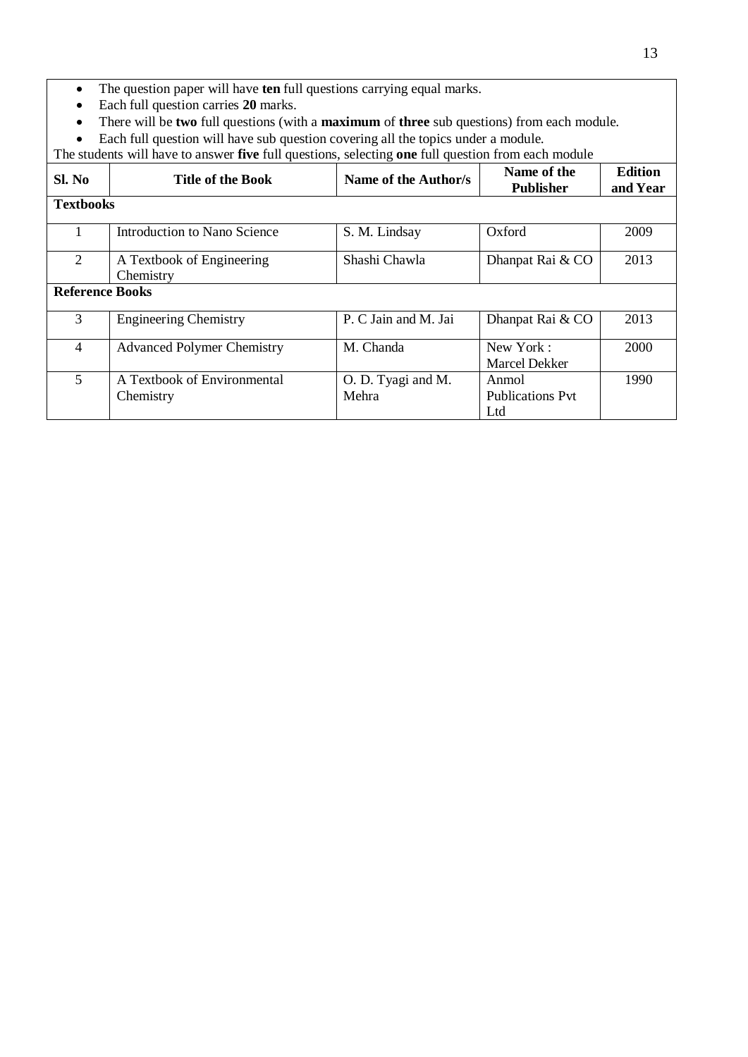- The question paper will have **ten** full questions carrying equal marks.
- Each full question carries **20** marks.
- There will be **two** full questions (with a **maximum** of **three** sub questions) from each module.
- Each full question will have sub question covering all the topics under a module.

The students will have to answer **five** full questions, selecting **one** full question from each module

| Sl. No | Title of the Book | Name of the Author/s | Name of the Publisher | Edition and Year |
|---|---|---|---|---|
| **Textbooks** | | | | |
| 1 | Introduction to Nano Science | S. M. Lindsay | Oxford | 2009 |
| 2 | A Textbook of Engineering Chemistry | Shashi Chawla | Dhanpat Rai & CO | 2013 |
| **Reference Books** | | | | |
| 3 | Engineering Chemistry | P. C Jain and M. Jai | Dhanpat Rai & CO | 2013 |
| 4 | Advanced Polymer Chemistry | M. Chanda | New York : Marcel Dekker | 2000 |
| 5 | A Textbook of Environmental Chemistry | O. D. Tyagi and M. Mehra | Anmol Publications Pvt Ltd | 1990 |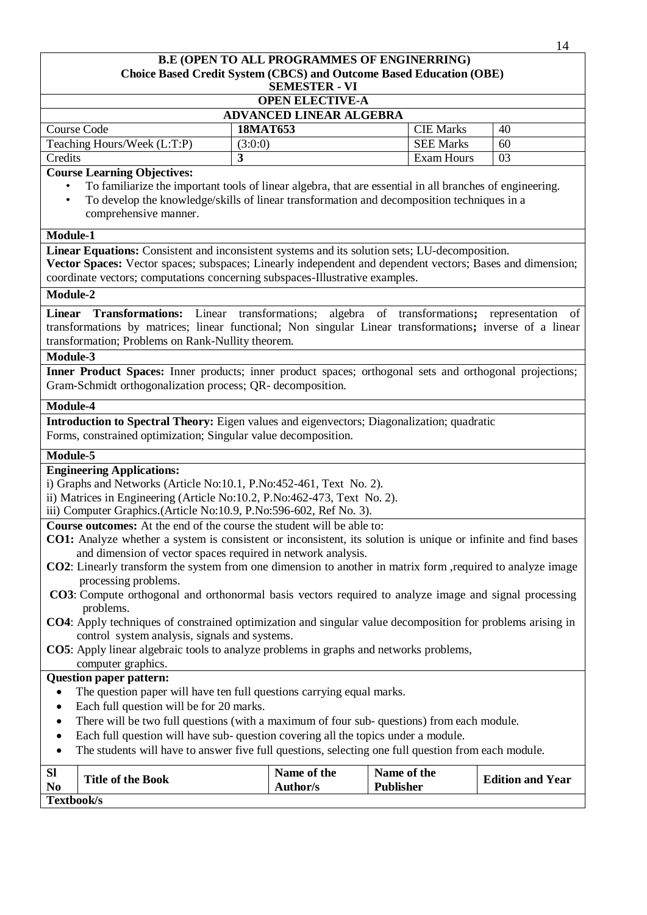**B.E (OPEN TO ALL PROGRAMMES OF ENGINERRING)**
**Choice Based Credit System (CBCS) and Outcome Based Education (OBE)**
**SEMESTER - VI**

**OPEN ELECTIVE-A**

## ADVANCED LINEAR ALGEBRA

| Course Code | **18MAT653** | CIE Marks | 40 |
|---|---|---|---|
| Teaching Hours/Week (L:T:P) | (3:0:0) | SEE Marks | 60 |
| Credits | **3** | Exam Hours | 03 |

**Course Learning Objectives:**

- To familiarize the important tools of linear algebra, that are essential in all branches of engineering.
- To develop the knowledge/skills of linear transformation and decomposition techniques in a comprehensive manner.

**Module-1**

**Linear Equations:** Consistent and inconsistent systems and its solution sets; LU-decomposition.
**Vector Spaces:** Vector spaces; subspaces; Linearly independent and dependent vectors; Bases and dimension; coordinate vectors; computations concerning subspaces-Illustrative examples.

**Module-2**

**Linear Transformations:** Linear transformations; algebra of transformations**;** representation of transformations by matrices; linear functional; Non singular Linear transformations**;** inverse of a linear transformation; Problems on Rank-Nullity theorem.

**Module-3**

**Inner Product Spaces:** Inner products; inner product spaces; orthogonal sets and orthogonal projections; Gram-Schmidt orthogonalization process; QR- decomposition.

**Module-4**

**Introduction to Spectral Theory:** Eigen values and eigenvectors; Diagonalization; quadratic Forms, constrained optimization; Singular value decomposition.

**Module-5**

**Engineering Applications:**
i) Graphs and Networks (Article No:10.1, P.No:452-461, Text No. 2).
ii) Matrices in Engineering (Article No:10.2, P.No:462-473, Text No. 2).
iii) Computer Graphics.(Article No:10.9, P.No:596-602, Ref No. 3).

**Course outcomes:** At the end of the course the student will be able to:

**CO1:** Analyze whether a system is consistent or inconsistent, its solution is unique or infinite and find bases and dimension of vector spaces required in network analysis.
**CO2**: Linearly transform the system from one dimension to another in matrix form ,required to analyze image processing problems.
**CO3**: Compute orthogonal and orthonormal basis vectors required to analyze image and signal processing problems.
**CO4**: Apply techniques of constrained optimization and singular value decomposition for problems arising in control system analysis, signals and systems.
**CO5**: Apply linear algebraic tools to analyze problems in graphs and networks problems, computer graphics.

**Question paper pattern:**

- The question paper will have ten full questions carrying equal marks.
- Each full question will be for 20 marks.
- There will be two full questions (with a maximum of four sub- questions) from each module.
- Each full question will have sub- question covering all the topics under a module.
- The students will have to answer five full questions, selecting one full question from each module.

| Sl No | Title of the Book | Name of the Author/s | Name of the Publisher | Edition and Year |
|---|---|---|---|---|
| **Textbook/s** | | | | |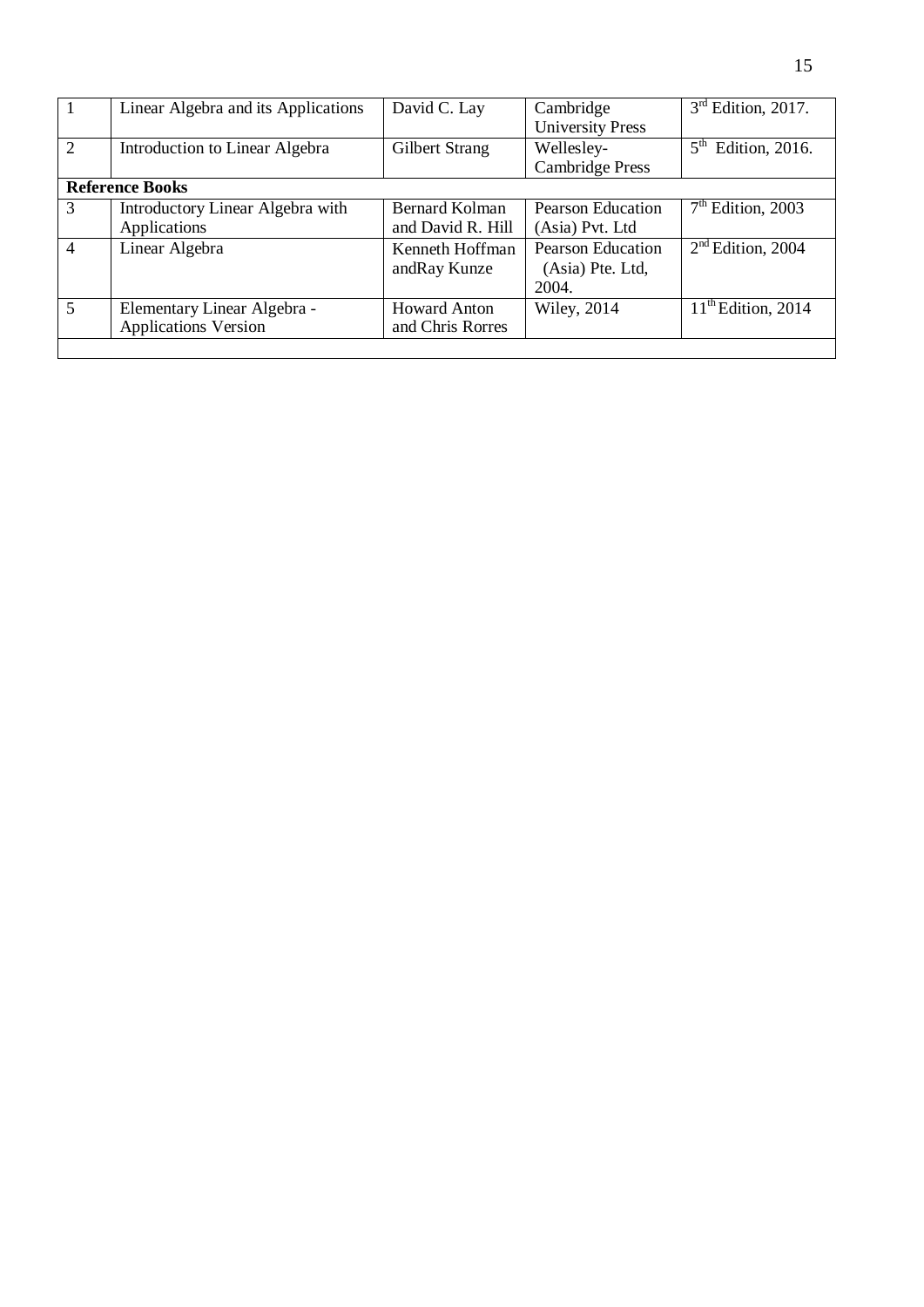| 1 | Linear Algebra and its Applications | David C. Lay | Cambridge University Press | 3rd Edition, 2017. |
|---|---|---|---|---|
| 2 | Introduction to Linear Algebra | Gilbert Strang | Wellesley-Cambridge Press | 5th Edition, 2016. |
| **Reference Books** | | | | |
| 3 | Introductory Linear Algebra with Applications | Bernard Kolman and David R. Hill | Pearson Education (Asia) Pvt. Ltd | 7th Edition, 2003 |
| 4 | Linear Algebra | Kenneth Hoffman andRay Kunze | Pearson Education (Asia) Pte. Ltd, 2004. | 2nd Edition, 2004 |
| 5 | Elementary Linear Algebra - Applications Version | Howard Anton and Chris Rorres | Wiley, 2014 | 11th Edition, 2014 |
| | | | | |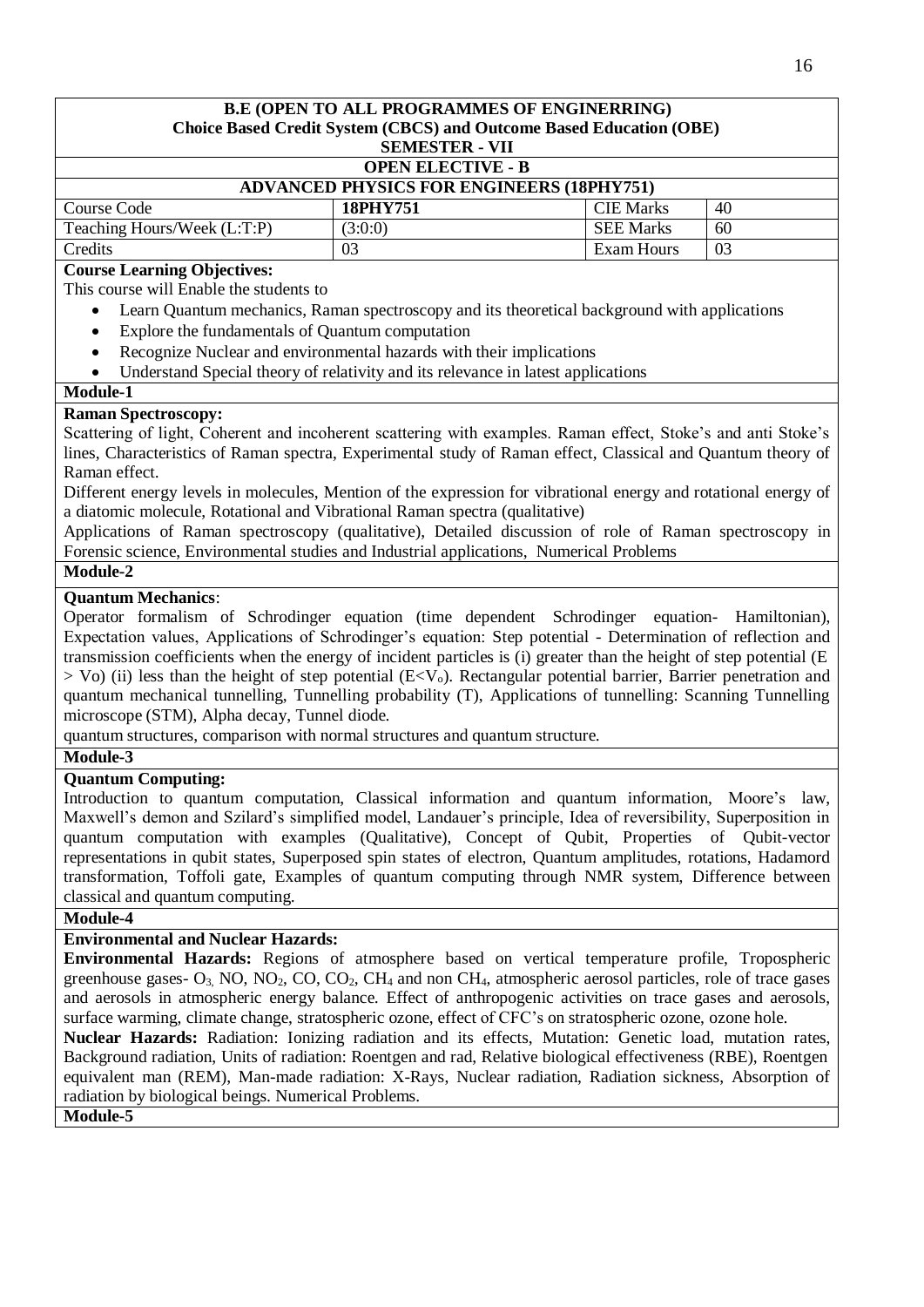**B.E (OPEN TO ALL PROGRAMMES OF ENGINERRING)**
**Choice Based Credit System (CBCS) and Outcome Based Education (OBE)**
**SEMESTER - VII**
**OPEN ELECTIVE - B**
**ADVANCED PHYSICS FOR ENGINEERS (18PHY751)**

| Course Code | **18PHY751** | CIE Marks | 40 |
|---|---|---|---|
| Teaching Hours/Week (L:T:P) | (3:0:0) | SEE Marks | 60 |
| Credits | 03 | Exam Hours | 03 |

**Course Learning Objectives:**

This course will Enable the students to

- Learn Quantum mechanics, Raman spectroscopy and its theoretical background with applications
- Explore the fundamentals of Quantum computation
- Recognize Nuclear and environmental hazards with their implications
- Understand Special theory of relativity and its relevance in latest applications

**Module-1**

**Raman Spectroscopy:**

Scattering of light, Coherent and incoherent scattering with examples. Raman effect, Stoke's and anti Stoke's lines, Characteristics of Raman spectra, Experimental study of Raman effect, Classical and Quantum theory of Raman effect.

Different energy levels in molecules, Mention of the expression for vibrational energy and rotational energy of a diatomic molecule, Rotational and Vibrational Raman spectra (qualitative)

Applications of Raman spectroscopy (qualitative), Detailed discussion of role of Raman spectroscopy in Forensic science, Environmental studies and Industrial applications, Numerical Problems

**Module-2**

**Quantum Mechanics**:

Operator formalism of Schrodinger equation (time dependent Schrodinger equation- Hamiltonian), Expectation values, Applications of Schrodinger's equation: Step potential - Determination of reflection and transmission coefficients when the energy of incident particles is (i) greater than the height of step potential ($E > V_o$) (ii) less than the height of step potential ($E<V_o$). Rectangular potential barrier, Barrier penetration and quantum mechanical tunnelling, Tunnelling probability (T), Applications of tunnelling: Scanning Tunnelling microscope (STM), Alpha decay, Tunnel diode.

quantum structures, comparison with normal structures and quantum structure.

**Module-3**

**Quantum Computing:**

Introduction to quantum computation, Classical information and quantum information, Moore's law, Maxwell's demon and Szilard's simplified model, Landauer's principle, Idea of reversibility, Superposition in quantum computation with examples (Qualitative), Concept of Qubit, Properties of Qubit-vector representations in qubit states, Superposed spin states of electron, Quantum amplitudes, rotations, Hadamord transformation, Toffoli gate, Examples of quantum computing through NMR system, Difference between classical and quantum computing.

**Module-4**

**Environmental and Nuclear Hazards:**

**Environmental Hazards:** Regions of atmosphere based on vertical temperature profile, Tropospheric greenhouse gases- $O_3$, NO, $NO_2$, CO, $CO_2$, $CH_4$ and non $CH_4$, atmospheric aerosol particles, role of trace gases and aerosols in atmospheric energy balance. Effect of anthropogenic activities on trace gases and aerosols, surface warming, climate change, stratospheric ozone, effect of CFC's on stratospheric ozone, ozone hole.

**Nuclear Hazards:** Radiation: Ionizing radiation and its effects, Mutation: Genetic load, mutation rates, Background radiation, Units of radiation: Roentgen and rad, Relative biological effectiveness (RBE), Roentgen equivalent man (REM), Man-made radiation: X-Rays, Nuclear radiation, Radiation sickness, Absorption of radiation by biological beings. Numerical Problems.

**Module-5**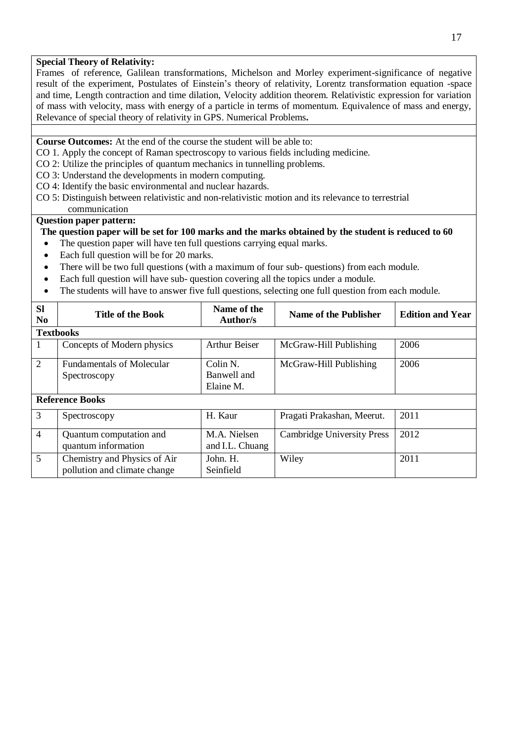**Special Theory of Relativity:**

Frames of reference, Galilean transformations, Michelson and Morley experiment-significance of negative result of the experiment, Postulates of Einstein's theory of relativity, Lorentz transformation equation -space and time, Length contraction and time dilation, Velocity addition theorem. Relativistic expression for variation of mass with velocity, mass with energy of a particle in terms of momentum. Equivalence of mass and energy, Relevance of special theory of relativity in GPS. Numerical Problems**.**

**Course Outcomes:** At the end of the course the student will be able to:

CO 1. Apply the concept of Raman spectroscopy to various fields including medicine.

CO 2: Utilize the principles of quantum mechanics in tunnelling problems.

CO 3: Understand the developments in modern computing.

CO 4: Identify the basic environmental and nuclear hazards.

CO 5: Distinguish between relativistic and non-relativistic motion and its relevance to terrestrial communication

**Question paper pattern:**

**The question paper will be set for 100 marks and the marks obtained by the student is reduced to 60**

- The question paper will have ten full questions carrying equal marks.
- Each full question will be for 20 marks.
- There will be two full questions (with a maximum of four sub- questions) from each module.
- Each full question will have sub- question covering all the topics under a module.
- The students will have to answer five full questions, selecting one full question from each module.

| Sl No | Title of the Book | Name of the Author/s | Name of the Publisher | Edition and Year |
|---|---|---|---|---|
| **Textbooks** | | | | |
| 1 | Concepts of Modern physics | Arthur Beiser | McGraw-Hill Publishing | 2006 |
| 2 | Fundamentals of Molecular Spectroscopy | Colin N. Banwell and Elaine M. | McGraw-Hill Publishing | 2006 |
| **Reference Books** | | | | |
| 3 | Spectroscopy | H. Kaur | Pragati Prakashan, Meerut. | 2011 |
| 4 | Quantum computation and quantum information | M.A. Nielsen and I.L. Chuang | Cambridge University Press | 2012 |
| 5 | Chemistry and Physics of Air pollution and climate change | John. H. Seinfield | Wiley | 2011 |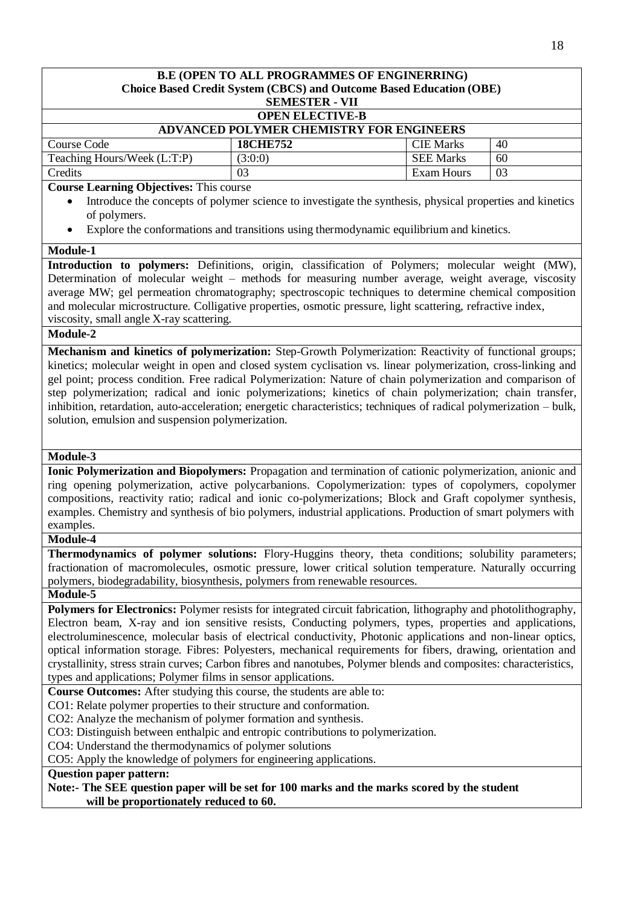**B.E (OPEN TO ALL PROGRAMMES OF ENGINERRING)**
**Choice Based Credit System (CBCS) and Outcome Based Education (OBE)**
**SEMESTER - VII**

**OPEN ELECTIVE-B**

## ADVANCED POLYMER CHEMISTRY FOR ENGINEERS

| Course Code | **18CHE752** | CIE Marks | 40 |
|---|---|---|---|
| Teaching Hours/Week (L:T:P) | (3:0:0) | SEE Marks | 60 |
| Credits | 03 | Exam Hours | 03 |

**Course Learning Objectives:** This course

- Introduce the concepts of polymer science to investigate the synthesis, physical properties and kinetics of polymers.
- Explore the conformations and transitions using thermodynamic equilibrium and kinetics.

**Module-1**

**Introduction to polymers:** Definitions, origin, classification of Polymers; molecular weight (MW), Determination of molecular weight – methods for measuring number average, weight average, viscosity average MW; gel permeation chromatography; spectroscopic techniques to determine chemical composition and molecular microstructure. Colligative properties, osmotic pressure, light scattering, refractive index, viscosity, small angle X-ray scattering.

**Module-2**

**Mechanism and kinetics of polymerization:** Step-Growth Polymerization: Reactivity of functional groups; kinetics; molecular weight in open and closed system cyclisation vs. linear polymerization, cross-linking and gel point; process condition. Free radical Polymerization: Nature of chain polymerization and comparison of step polymerization; radical and ionic polymerizations; kinetics of chain polymerization; chain transfer, inhibition, retardation, auto-acceleration; energetic characteristics; techniques of radical polymerization – bulk, solution, emulsion and suspension polymerization.

**Module-3**

**Ionic Polymerization and Biopolymers:** Propagation and termination of cationic polymerization, anionic and ring opening polymerization, active polycarbanions. Copolymerization: types of copolymers, copolymer compositions, reactivity ratio; radical and ionic co-polymerizations; Block and Graft copolymer synthesis, examples. Chemistry and synthesis of bio polymers, industrial applications. Production of smart polymers with examples.

**Module-4**

**Thermodynamics of polymer solutions:** Flory-Huggins theory, theta conditions; solubility parameters; fractionation of macromolecules, osmotic pressure, lower critical solution temperature. Naturally occurring polymers, biodegradability, biosynthesis, polymers from renewable resources.

**Module-5**

**Polymers for Electronics:** Polymer resists for integrated circuit fabrication, lithography and photolithography, Electron beam, X-ray and ion sensitive resists, Conducting polymers, types, properties and applications, electroluminescence, molecular basis of electrical conductivity, Photonic applications and non-linear optics, optical information storage. Fibres: Polyesters, mechanical requirements for fibers, drawing, orientation and crystallinity, stress strain curves; Carbon fibres and nanotubes, Polymer blends and composites: characteristics, types and applications; Polymer films in sensor applications.

**Course Outcomes:** After studying this course, the students are able to:

CO1: Relate polymer properties to their structure and conformation.
CO2: Analyze the mechanism of polymer formation and synthesis.
CO3: Distinguish between enthalpic and entropic contributions to polymerization.
CO4: Understand the thermodynamics of polymer solutions
CO5: Apply the knowledge of polymers for engineering applications.

**Question paper pattern:**

**Note:- The SEE question paper will be set for 100 marks and the marks scored by the student will be proportionately reduced to 60.**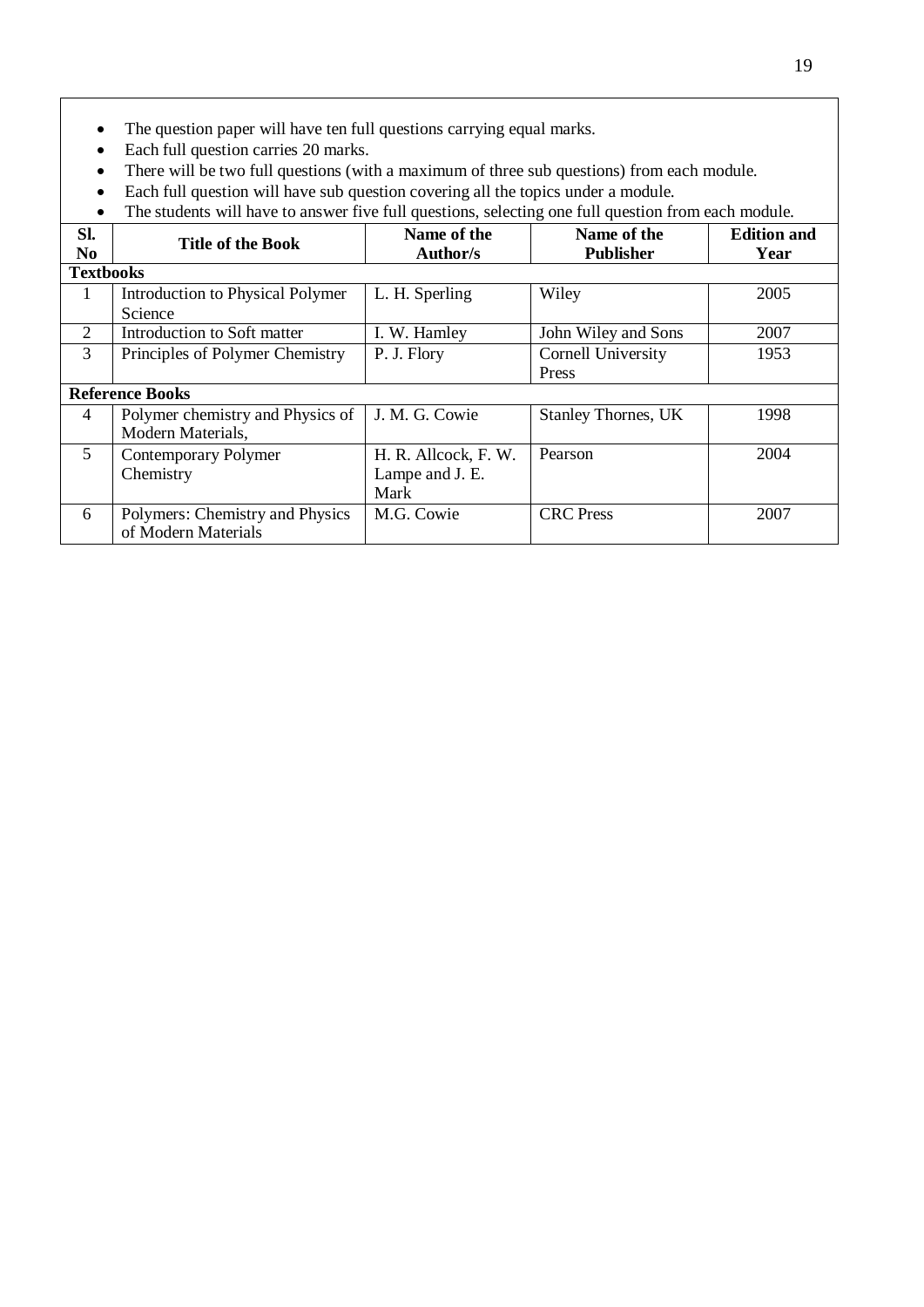- The question paper will have ten full questions carrying equal marks.
- Each full question carries 20 marks.
- There will be two full questions (with a maximum of three sub questions) from each module.
- Each full question will have sub question covering all the topics under a module.
- The students will have to answer five full questions, selecting one full question from each module.

| Sl. No | Title of the Book | Name of the Author/s | Name of the Publisher | Edition and Year |
|---|---|---|---|---|
| **Textbooks** | | | | |
| 1 | Introduction to Physical Polymer Science | L. H. Sperling | Wiley | 2005 |
| 2 | Introduction to Soft matter | I. W. Hamley | John Wiley and Sons | 2007 |
| 3 | Principles of Polymer Chemistry | P. J. Flory | Cornell University Press | 1953 |
| **Reference Books** | | | | |
| 4 | Polymer chemistry and Physics of Modern Materials, | J. M. G. Cowie | Stanley Thornes, UK | 1998 |
| 5 | Contemporary Polymer Chemistry | H. R. Allcock, F. W. Lampe and J. E. Mark | Pearson | 2004 |
| 6 | Polymers: Chemistry and Physics of Modern Materials | M.G. Cowie | CRC Press | 2007 |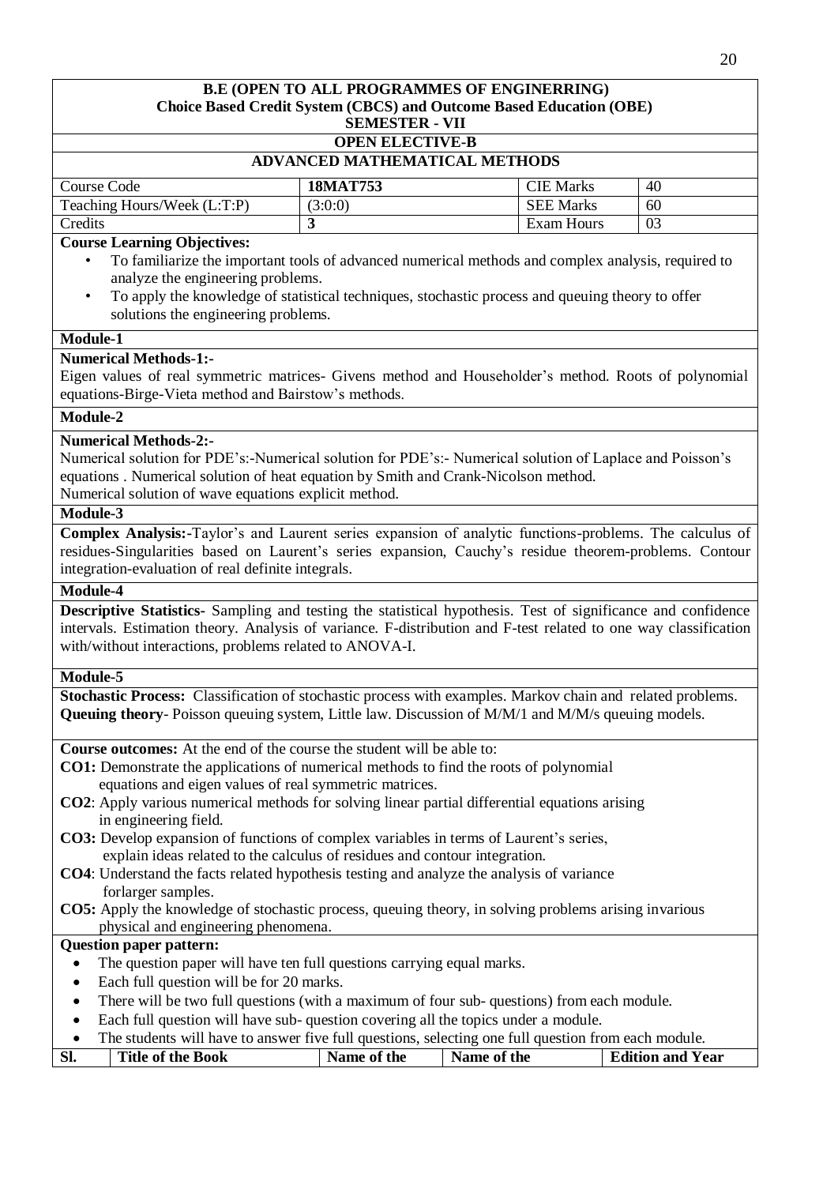**B.E (OPEN TO ALL PROGRAMMES OF ENGINERRING)**
**Choice Based Credit System (CBCS) and Outcome Based Education (OBE)**
**SEMESTER - VII**

**OPEN ELECTIVE-B**

## ADVANCED MATHEMATICAL METHODS

| Course Code | **18MAT753** | CIE Marks | 40 |
|---|---|---|---|
| Teaching Hours/Week (L:T:P) | (3:0:0) | SEE Marks | 60 |
| Credits | **3** | Exam Hours | 03 |

**Course Learning Objectives:**

- To familiarize the important tools of advanced numerical methods and complex analysis, required to analyze the engineering problems.
- To apply the knowledge of statistical techniques, stochastic process and queuing theory to offer solutions the engineering problems.

**Module-1**

**Numerical Methods-1:-**
Eigen values of real symmetric matrices- Givens method and Householder's method. Roots of polynomial equations-Birge-Vieta method and Bairstow's methods.

**Module-2**

**Numerical Methods-2:-**
Numerical solution for PDE's:-Numerical solution for PDE's:- Numerical solution of Laplace and Poisson's equations . Numerical solution of heat equation by Smith and Crank-Nicolson method.
Numerical solution of wave equations explicit method.

**Module-3**

**Complex Analysis:-**Taylor's and Laurent series expansion of analytic functions-problems. The calculus of residues-Singularities based on Laurent's series expansion, Cauchy's residue theorem-problems. Contour integration-evaluation of real definite integrals.

**Module-4**

**Descriptive Statistics-** Sampling and testing the statistical hypothesis. Test of significance and confidence intervals. Estimation theory. Analysis of variance. F-distribution and F-test related to one way classification with/without interactions, problems related to ANOVA-I.

**Module-5**

**Stochastic Process:** Classification of stochastic process with examples. Markov chain and related problems.
**Queuing theory**- Poisson queuing system, Little law. Discussion of M/M/1 and M/M/s queuing models.

**Course outcomes:** At the end of the course the student will be able to:

**CO1:** Demonstrate the applications of numerical methods to find the roots of polynomial equations and eigen values of real symmetric matrices.
**CO2**: Apply various numerical methods for solving linear partial differential equations arising in engineering field.
**CO3:** Develop expansion of functions of complex variables in terms of Laurent's series, explain ideas related to the calculus of residues and contour integration.
**CO4**: Understand the facts related hypothesis testing and analyze the analysis of variance forlarger samples.
**CO5:** Apply the knowledge of stochastic process, queuing theory, in solving problems arising invarious physical and engineering phenomena.

**Question paper pattern:**

- The question paper will have ten full questions carrying equal marks.
- Each full question will be for 20 marks.
- There will be two full questions (with a maximum of four sub- questions) from each module.
- Each full question will have sub- question covering all the topics under a module.
- The students will have to answer five full questions, selecting one full question from each module.

| Sl. | Title of the Book | Name of the | Name of the | Edition and Year |
|---|---|---|---|---|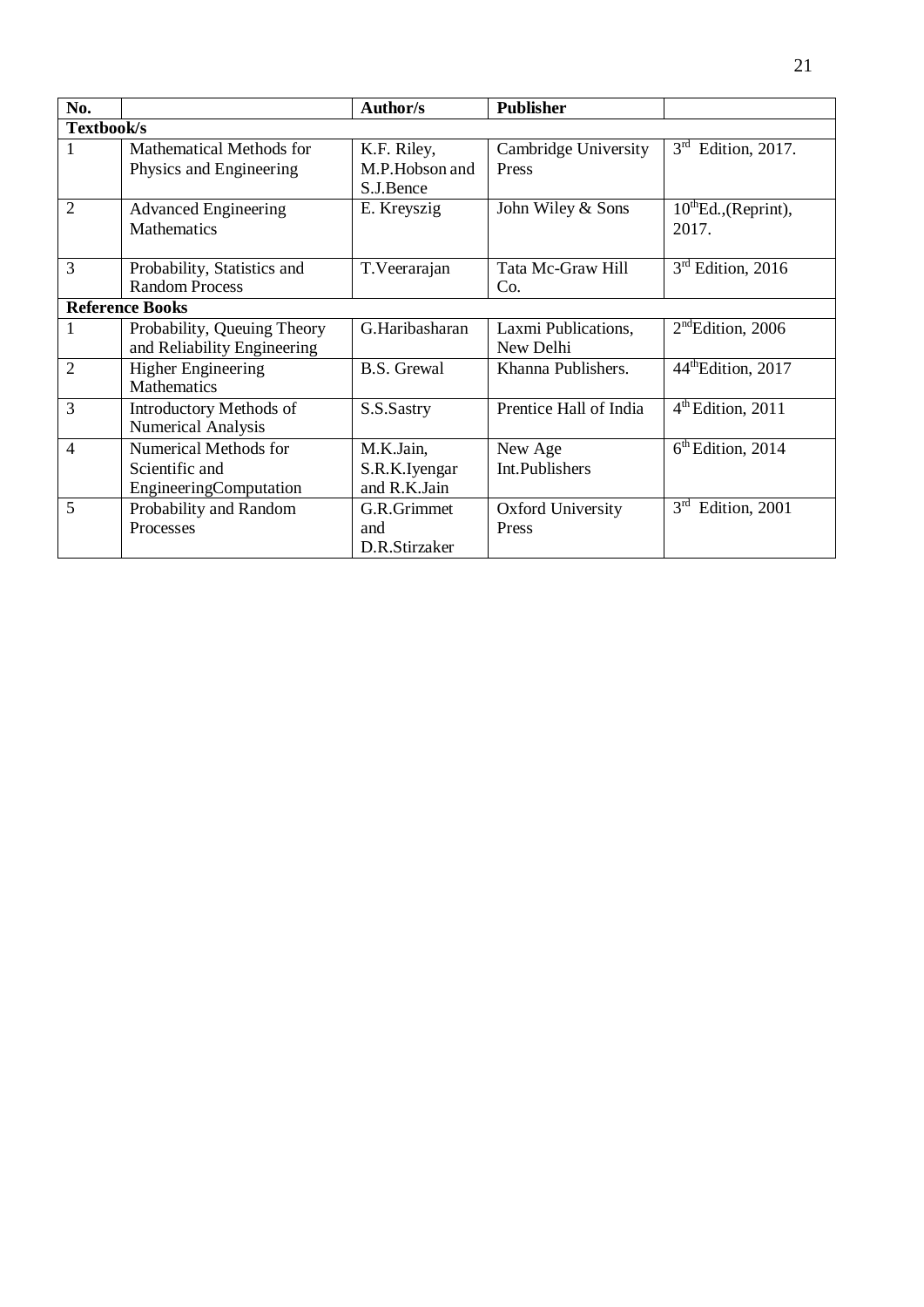| No. | | Author/s | Publisher | |
|---|---|---|---|---|
| **Textbook/s** | | | | |
| 1 | Mathematical Methods for Physics and Engineering | K.F. Riley, M.P.Hobson and S.J.Bence | Cambridge University Press | 3rd Edition, 2017. |
| 2 | Advanced Engineering Mathematics | E. Kreyszig | John Wiley & Sons | 10thEd.,(Reprint), 2017. |
| 3 | Probability, Statistics and Random Process | T.Veerarajan | Tata Mc-Graw Hill Co. | 3rd Edition, 2016 |
| **Reference Books** | | | | |
| 1 | Probability, Queuing Theory and Reliability Engineering | G.Haribasharan | Laxmi Publications, New Delhi | 2ndEdition, 2006 |
| 2 | Higher Engineering Mathematics | B.S. Grewal | Khanna Publishers. | 44thEdition, 2017 |
| 3 | Introductory Methods of Numerical Analysis | S.S.Sastry | Prentice Hall of India | 4th Edition, 2011 |
| 4 | Numerical Methods for Scientific and EngineeringComputation | M.K.Jain, S.R.K.Iyengar and R.K.Jain | New Age Int.Publishers | 6th Edition, 2014 |
| 5 | Probability and Random Processes | G.R.Grimmet and D.R.Stirzaker | Oxford University Press | 3rd Edition, 2001 |